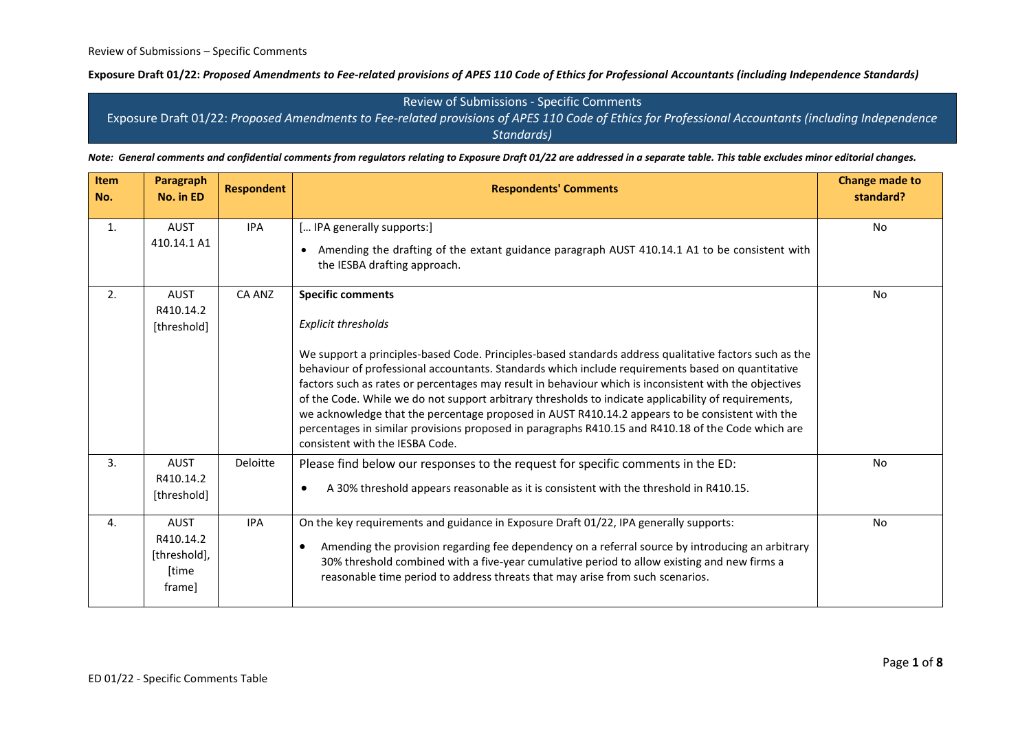Review of Submissions – Specific Comments

**Exposure Draft 01/22:** ***Proposed Amendments to Fee-related provisions of APES 110 Code of Ethics for Professional Accountants (including Independence Standards)***

## Review of Submissions - Specific Comments

Exposure Draft 01/22: *Proposed Amendments to Fee-related provisions of APES 110 Code of Ethics for Professional Accountants (including Independence Standards)*

***Note: General comments and confidential comments from regulators relating to Exposure Draft 01/22 are addressed in a separate table. This table excludes minor editorial changes.***

| Item No. | Paragraph No. in ED | Respondent | Respondents' Comments | Change made to standard? |
|---|---|---|---|---|
| 1. | AUST 410.14.1 A1 | IPA | [… IPA generally supports:]<br><br>• Amending the drafting of the extant guidance paragraph AUST 410.14.1 A1 to be consistent with the IESBA drafting approach. | No |
| 2. | AUST R410.14.2 [threshold] | CA ANZ | **Specific comments**<br><br>*Explicit thresholds*<br><br>We support a principles-based Code. Principles-based standards address qualitative factors such as the behaviour of professional accountants. Standards which include requirements based on quantitative factors such as rates or percentages may result in behaviour which is inconsistent with the objectives of the Code. While we do not support arbitrary thresholds to indicate applicability of requirements, we acknowledge that the percentage proposed in AUST R410.14.2 appears to be consistent with the percentages in similar provisions proposed in paragraphs R410.15 and R410.18 of the Code which are consistent with the IESBA Code. | No |
| 3. | AUST R410.14.2 [threshold] | Deloitte | Please find below our responses to the request for specific comments in the ED:<br><br>• A 30% threshold appears reasonable as it is consistent with the threshold in R410.15. | No |
| 4. | AUST R410.14.2 [threshold], [time frame] | IPA | On the key requirements and guidance in Exposure Draft 01/22, IPA generally supports:<br><br>• Amending the provision regarding fee dependency on a referral source by introducing an arbitrary 30% threshold combined with a five-year cumulative period to allow existing and new firms a reasonable time period to address threats that may arise from such scenarios. | No |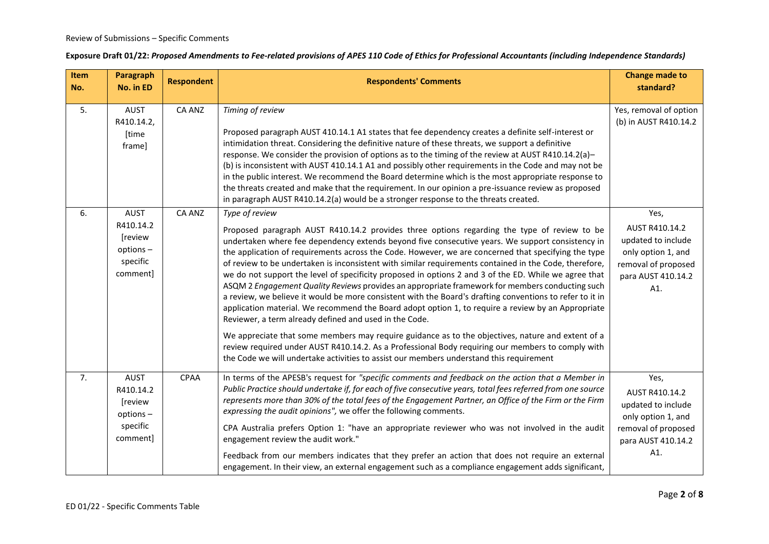Review of Submissions – Specific Comments

**Exposure Draft 01/22: *Proposed Amendments to Fee-related provisions of APES 110 Code of Ethics for Professional Accountants (including Independence Standards)***

| Item No. | Paragraph No. in ED | Respondent | Respondents' Comments | Change made to standard? |
|---|---|---|---|---|
| 5. | AUST R410.14.2, [time frame] | CA ANZ | *Timing of review*<br><br>Proposed paragraph AUST 410.14.1 A1 states that fee dependency creates a definite self-interest or intimidation threat. Considering the definitive nature of these threats, we support a definitive response. We consider the provision of options as to the timing of the review at AUST R410.14.2(a)–(b) is inconsistent with AUST 410.14.1 A1 and possibly other requirements in the Code and may not be in the public interest. We recommend the Board determine which is the most appropriate response to the threats created and make that the requirement. In our opinion a pre-issuance review as proposed in paragraph AUST R410.14.2(a) would be a stronger response to the threats created. | Yes, removal of option (b) in AUST R410.14.2 |
| 6. | AUST R410.14.2 [review options – specific comment] | CA ANZ | *Type of review*<br><br>Proposed paragraph AUST R410.14.2 provides three options regarding the type of review to be undertaken where fee dependency extends beyond five consecutive years. We support consistency in the application of requirements across the Code. However, we are concerned that specifying the type of review to be undertaken is inconsistent with similar requirements contained in the Code, therefore, we do not support the level of specificity proposed in options 2 and 3 of the ED. While we agree that ASQM 2 *Engagement Quality Reviews* provides an appropriate framework for members conducting such a review, we believe it would be more consistent with the Board's drafting conventions to refer to it in application material. We recommend the Board adopt option 1, to require a review by an Appropriate Reviewer, a term already defined and used in the Code.<br><br>We appreciate that some members may require guidance as to the objectives, nature and extent of a review required under AUST R410.14.2. As a Professional Body requiring our members to comply with the Code we will undertake activities to assist our members understand this requirement | Yes, AUST R410.14.2 updated to include only option 1, and removal of proposed para AUST 410.14.2 A1. |
| 7. | AUST R410.14.2 [review options – specific comment] | CPAA | In terms of the APESB's request for *"specific comments and feedback on the action that a Member in Public Practice should undertake if, for each of five consecutive years, total fees referred from one source represents more than 30% of the total fees of the Engagement Partner, an Office of the Firm or the Firm expressing the audit opinions"*, we offer the following comments.<br><br>CPA Australia prefers Option 1: "have an appropriate reviewer who was not involved in the audit engagement review the audit work."<br><br>Feedback from our members indicates that they prefer an action that does not require an external engagement. In their view, an external engagement such as a compliance engagement adds significant, | Yes, AUST R410.14.2 updated to include only option 1, and removal of proposed para AUST 410.14.2 A1. |

ED 01/22 - Specific Comments Table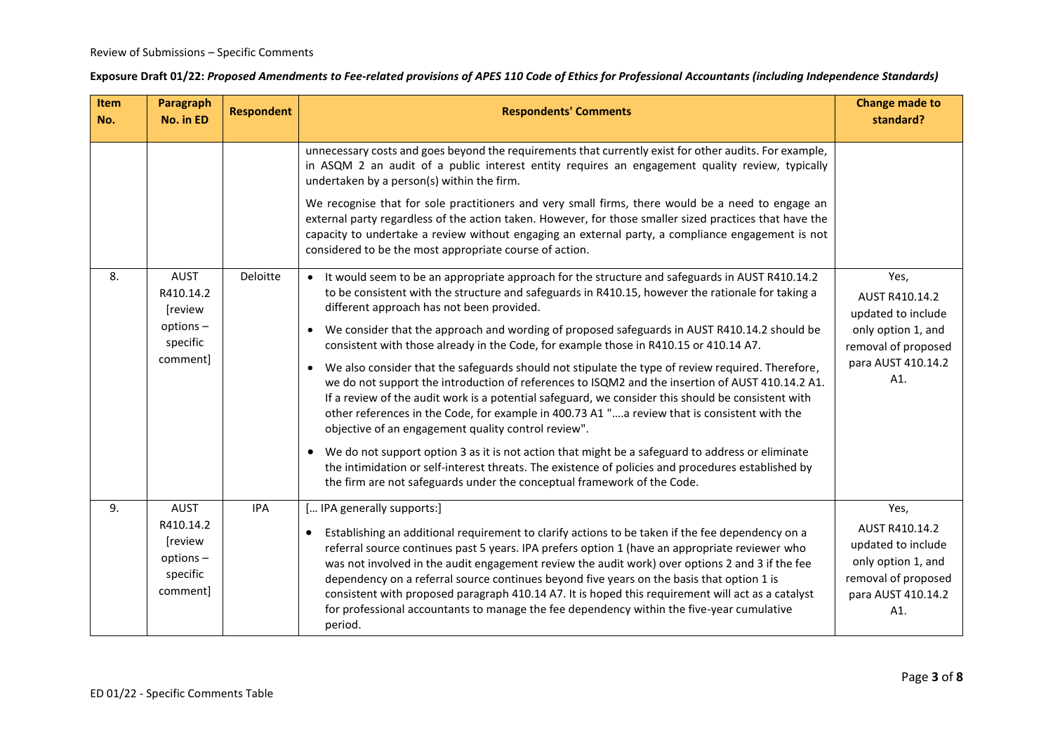Review of Submissions – Specific Comments

**Exposure Draft 01/22: *Proposed Amendments to Fee-related provisions of APES 110 Code of Ethics for Professional Accountants (including Independence Standards)***

| Item No. | Paragraph No. in ED | Respondent | Respondents' Comments | Change made to standard? |
|---|---|---|---|---|
| | | | unnecessary costs and goes beyond the requirements that currently exist for other audits. For example, in ASQM 2 an audit of a public interest entity requires an engagement quality review, typically undertaken by a person(s) within the firm.<br><br>We recognise that for sole practitioners and very small firms, there would be a need to engage an external party regardless of the action taken. However, for those smaller sized practices that have the capacity to undertake a review without engaging an external party, a compliance engagement is not considered to be the most appropriate course of action. | |
| 8. | AUST R410.14.2 [review options – specific comment] | Deloitte | • It would seem to be an appropriate approach for the structure and safeguards in AUST R410.14.2 to be consistent with the structure and safeguards in R410.15, however the rationale for taking a different approach has not been provided.<br>• We consider that the approach and wording of proposed safeguards in AUST R410.14.2 should be consistent with those already in the Code, for example those in R410.15 or 410.14 A7.<br>• We also consider that the safeguards should not stipulate the type of review required. Therefore, we do not support the introduction of references to ISQM2 and the insertion of AUST 410.14.2 A1. If a review of the audit work is a potential safeguard, we consider this should be consistent with other references in the Code, for example in 400.73 A1 "….a review that is consistent with the objective of an engagement quality control review".<br>• We do not support option 3 as it is not action that might be a safeguard to address or eliminate the intimidation or self-interest threats. The existence of policies and procedures established by the firm are not safeguards under the conceptual framework of the Code. | Yes, AUST R410.14.2 updated to include only option 1, and removal of proposed para AUST 410.14.2 A1. |
| 9. | AUST R410.14.2 [review options – specific comment] | IPA | [… IPA generally supports:]<br>• Establishing an additional requirement to clarify actions to be taken if the fee dependency on a referral source continues past 5 years. IPA prefers option 1 (have an appropriate reviewer who was not involved in the audit engagement review the audit work) over options 2 and 3 if the fee dependency on a referral source continues beyond five years on the basis that option 1 is consistent with proposed paragraph 410.14 A7. It is hoped this requirement will act as a catalyst for professional accountants to manage the fee dependency within the five-year cumulative period. | Yes, AUST R410.14.2 updated to include only option 1, and removal of proposed para AUST 410.14.2 A1. |

ED 01/22 - Specific Comments Table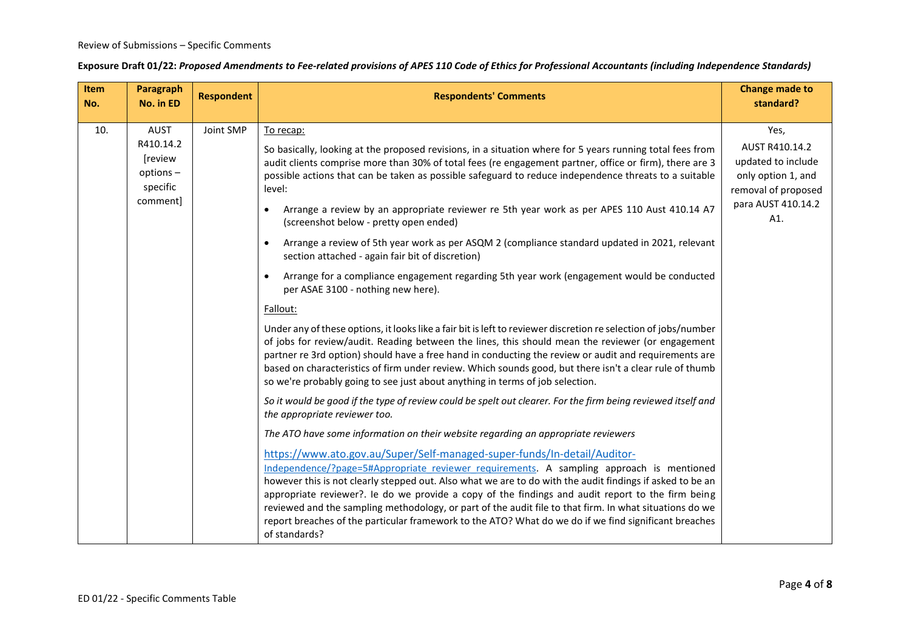Review of Submissions – Specific Comments

**Exposure Draft 01/22: *Proposed Amendments to Fee-related provisions of APES 110 Code of Ethics for Professional Accountants (including Independence Standards)***

| Item No. | Paragraph No. in ED | Respondent | Respondents' Comments | Change made to standard? |
|---|---|---|---|---|
| 10. | AUST R410.14.2 [review options – specific comment] | Joint SMP | To recap:<br><br>So basically, looking at the proposed revisions, in a situation where for 5 years running total fees from audit clients comprise more than 30% of total fees (re engagement partner, office or firm), there are 3 possible actions that can be taken as possible safeguard to reduce independence threats to a suitable level:<br><br>• Arrange a review by an appropriate reviewer re 5th year work as per APES 110 Aust 410.14 A7 (screenshot below - pretty open ended)<br>• Arrange a review of 5th year work as per ASQM 2 (compliance standard updated in 2021, relevant section attached - again fair bit of discretion)<br>• Arrange for a compliance engagement regarding 5th year work (engagement would be conducted per ASAE 3100 - nothing new here).<br><br>Fallout:<br><br>Under any of these options, it looks like a fair bit is left to reviewer discretion re selection of jobs/number of jobs for review/audit. Reading between the lines, this should mean the reviewer (or engagement partner re 3rd option) should have a free hand in conducting the review or audit and requirements are based on characteristics of firm under review. Which sounds good, but there isn't a clear rule of thumb so we're probably going to see just about anything in terms of job selection.<br><br>*So it would be good if the type of review could be spelt out clearer. For the firm being reviewed itself and the appropriate reviewer too.*<br><br>*The ATO have some information on their website regarding an appropriate reviewers*<br><br>https://www.ato.gov.au/Super/Self-managed-super-funds/In-detail/Auditor-Independence/?page=5#Appropriate_reviewer_requirements. A sampling approach is mentioned however this is not clearly stepped out. Also what we are to do with the audit findings if asked to be an appropriate reviewer?. Ie do we provide a copy of the findings and audit report to the firm being reviewed and the sampling methodology, or part of the audit file to that firm. In what situations do we report breaches of the particular framework to the ATO? What do we do if we find significant breaches of standards? | Yes, AUST R410.14.2 updated to include only option 1, and removal of proposed para AUST 410.14.2 A1. |

ED 01/22 - Specific Comments Table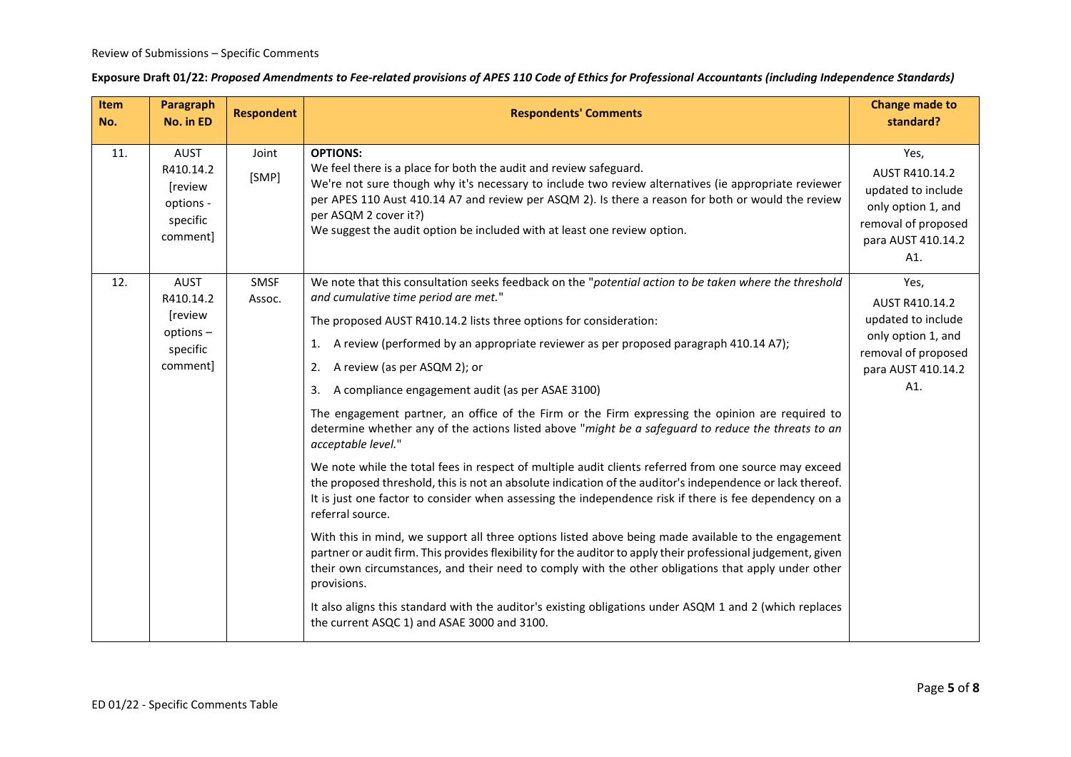Review of Submissions – Specific Comments

**Exposure Draft 01/22:** ***Proposed Amendments to Fee-related provisions of APES 110 Code of Ethics for Professional Accountants (including Independence Standards)***

| Item No. | Paragraph No. in ED | Respondent | Respondents' Comments | Change made to standard? |
|---|---|---|---|---|
| 11. | AUST R410.14.2 [review options - specific comment] | Joint [SMP] | **OPTIONS:**<br>We feel there is a place for both the audit and review safeguard.<br>We're not sure though why it's necessary to include two review alternatives (ie appropriate reviewer per APES 110 Aust 410.14 A7 and review per ASQM 2). Is there a reason for both or would the review per ASQM 2 cover it?)<br>We suggest the audit option be included with at least one review option. | Yes, AUST R410.14.2 updated to include only option 1, and removal of proposed para AUST 410.14.2 A1. |
| 12. | AUST R410.14.2 [review options – specific comment] | SMSF Assoc. | We note that this consultation seeks feedback on the "*potential action to be taken where the threshold and cumulative time period are met.*"<br>The proposed AUST R410.14.2 lists three options for consideration:<br>1. A review (performed by an appropriate reviewer as per proposed paragraph 410.14 A7);<br>2. A review (as per ASQM 2); or<br>3. A compliance engagement audit (as per ASAE 3100)<br>The engagement partner, an office of the Firm or the Firm expressing the opinion are required to determine whether any of the actions listed above "*might be a safeguard to reduce the threats to an acceptable level.*"<br>We note while the total fees in respect of multiple audit clients referred from one source may exceed the proposed threshold, this is not an absolute indication of the auditor's independence or lack thereof. It is just one factor to consider when assessing the independence risk if there is fee dependency on a referral source.<br>With this in mind, we support all three options listed above being made available to the engagement partner or audit firm. This provides flexibility for the auditor to apply their professional judgement, given their own circumstances, and their need to comply with the other obligations that apply under other provisions.<br>It also aligns this standard with the auditor's existing obligations under ASQM 1 and 2 (which replaces the current ASQC 1) and ASAE 3000 and 3100. | Yes, AUST R410.14.2 updated to include only option 1, and removal of proposed para AUST 410.14.2 A1. |

ED 01/22 - Specific Comments Table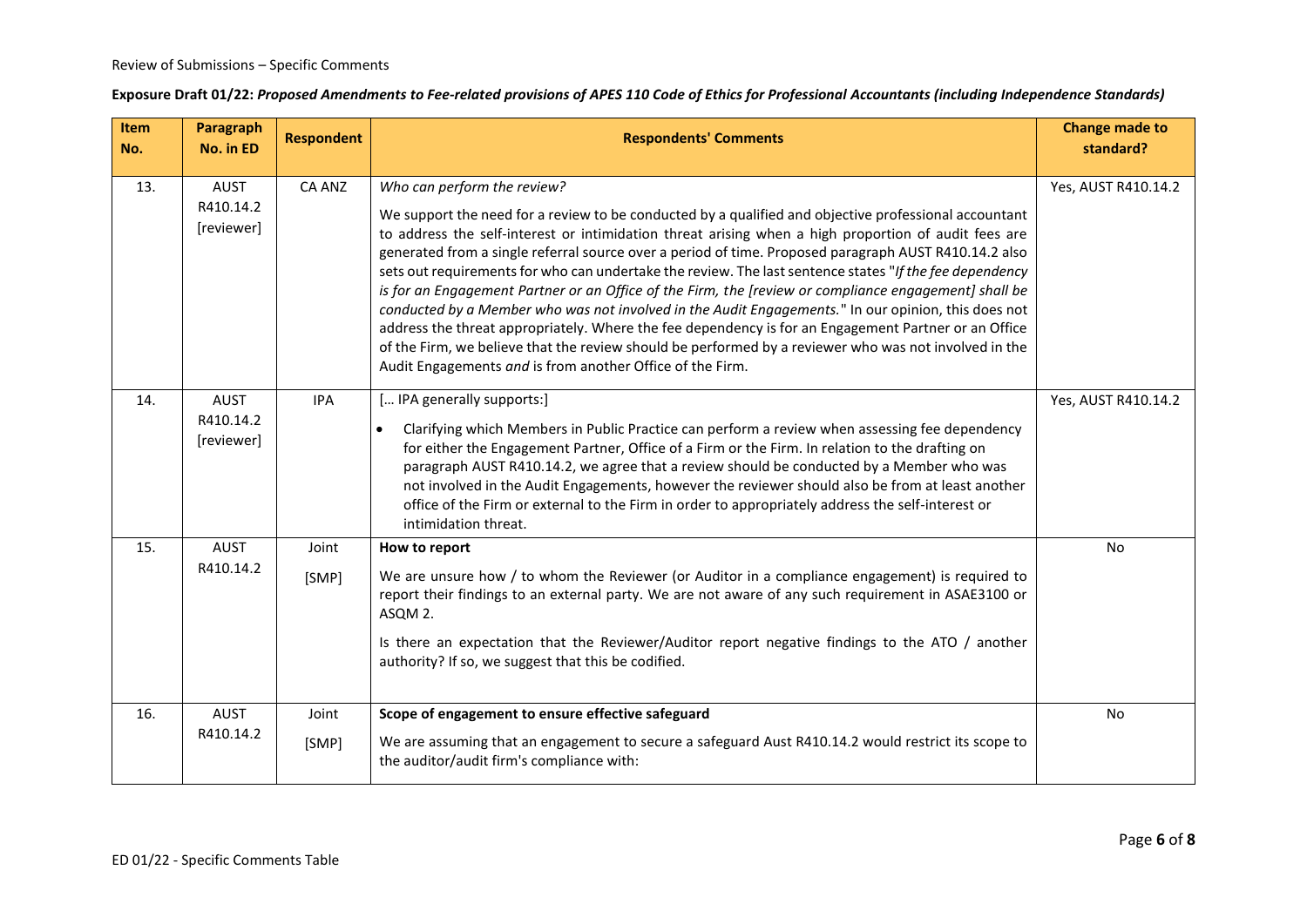Review of Submissions – Specific Comments

**Exposure Draft 01/22: *Proposed Amendments to Fee-related provisions of APES 110 Code of Ethics for Professional Accountants (including Independence Standards)***

| Item No. | Paragraph No. in ED | Respondent | Respondents' Comments | Change made to standard? |
|---|---|---|---|---|
| 13. | AUST R410.14.2 [reviewer] | CA ANZ | *Who can perform the review?*<br><br>We support the need for a review to be conducted by a qualified and objective professional accountant to address the self-interest or intimidation threat arising when a high proportion of audit fees are generated from a single referral source over a period of time. Proposed paragraph AUST R410.14.2 also sets out requirements for who can undertake the review. The last sentence states "*If the fee dependency is for an Engagement Partner or an Office of the Firm, the [review or compliance engagement] shall be conducted by a Member who was not involved in the Audit Engagements.*" In our opinion, this does not address the threat appropriately. Where the fee dependency is for an Engagement Partner or an Office of the Firm, we believe that the review should be performed by a reviewer who was not involved in the Audit Engagements *and* is from another Office of the Firm. | Yes, AUST R410.14.2 |
| 14. | AUST R410.14.2 [reviewer] | IPA | [… IPA generally supports:]<br><br>• Clarifying which Members in Public Practice can perform a review when assessing fee dependency for either the Engagement Partner, Office of a Firm or the Firm. In relation to the drafting on paragraph AUST R410.14.2, we agree that a review should be conducted by a Member who was not involved in the Audit Engagements, however the reviewer should also be from at least another office of the Firm or external to the Firm in order to appropriately address the self-interest or intimidation threat. | Yes, AUST R410.14.2 |
| 15. | AUST R410.14.2 | Joint [SMP] | **How to report**<br><br>We are unsure how / to whom the Reviewer (or Auditor in a compliance engagement) is required to report their findings to an external party. We are not aware of any such requirement in ASAE3100 or ASQM 2.<br><br>Is there an expectation that the Reviewer/Auditor report negative findings to the ATO / another authority? If so, we suggest that this be codified. | No |
| 16. | AUST R410.14.2 | Joint [SMP] | **Scope of engagement to ensure effective safeguard**<br><br>We are assuming that an engagement to secure a safeguard Aust R410.14.2 would restrict its scope to the auditor/audit firm's compliance with: | No |

ED 01/22 - Specific Comments Table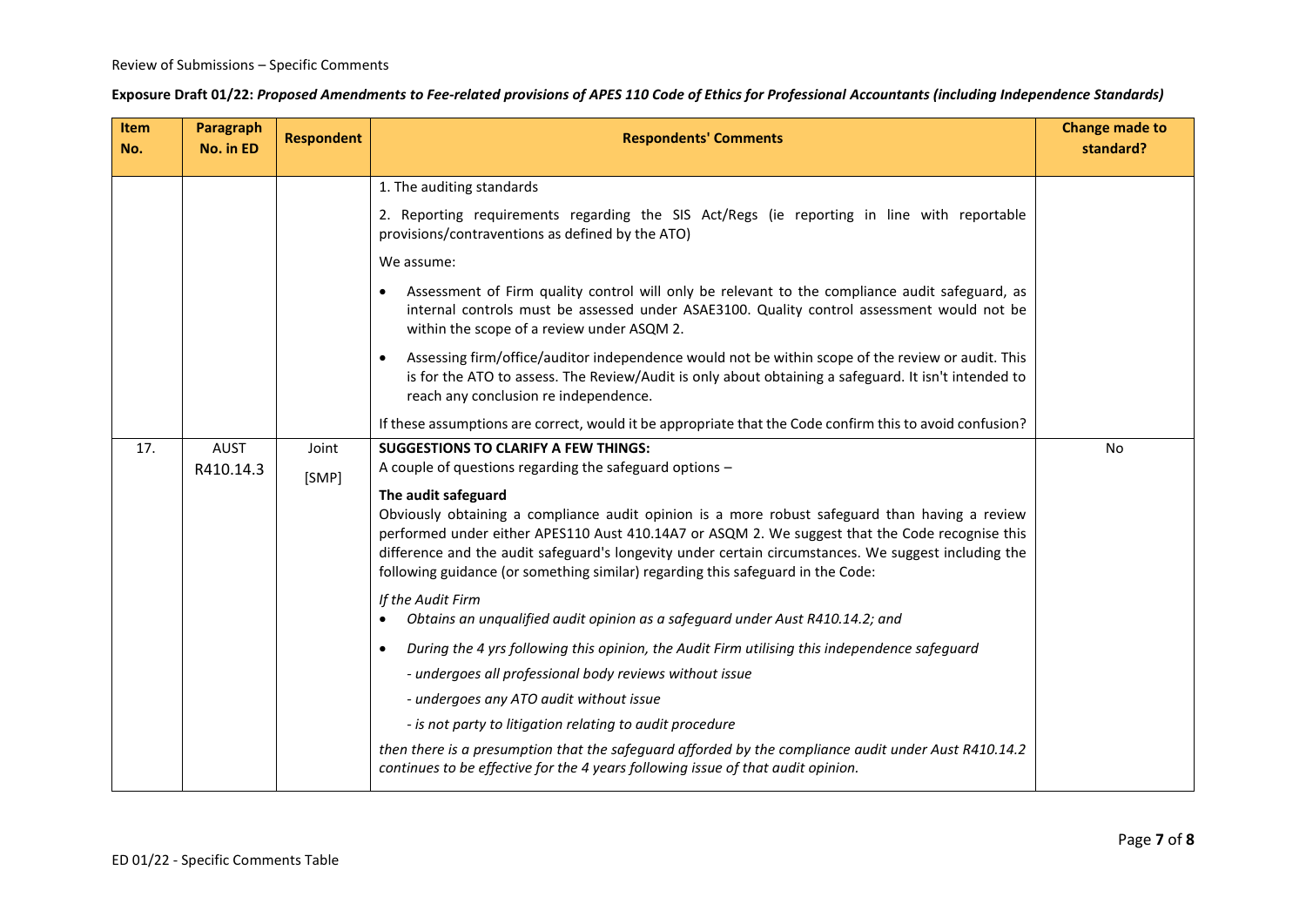Review of Submissions – Specific Comments

**Exposure Draft 01/22:** ***Proposed Amendments to Fee-related provisions of APES 110 Code of Ethics for Professional Accountants (including Independence Standards)***

| Item No. | Paragraph No. in ED | Respondent | Respondents' Comments | Change made to standard? |
|---|---|---|---|---|
| | | | 1. The auditing standards<br><br>2. Reporting requirements regarding the SIS Act/Regs (ie reporting in line with reportable provisions/contraventions as defined by the ATO)<br><br>We assume:<br><br>• Assessment of Firm quality control will only be relevant to the compliance audit safeguard, as internal controls must be assessed under ASAE3100. Quality control assessment would not be within the scope of a review under ASQM 2.<br><br>• Assessing firm/office/auditor independence would not be within scope of the review or audit. This is for the ATO to assess. The Review/Audit is only about obtaining a safeguard. It isn't intended to reach any conclusion re independence.<br><br>If these assumptions are correct, would it be appropriate that the Code confirm this to avoid confusion? | |
| 17. | AUST R410.14.3 | Joint [SMP] | **SUGGESTIONS TO CLARIFY A FEW THINGS:**<br>A couple of questions regarding the safeguard options –<br><br>**The audit safeguard**<br>Obviously obtaining a compliance audit opinion is a more robust safeguard than having a review performed under either APES110 Aust 410.14A7 or ASQM 2. We suggest that the Code recognise this difference and the audit safeguard's longevity under certain circumstances. We suggest including the following guidance (or something similar) regarding this safeguard in the Code:<br><br>*If the Audit Firm*<br>• *Obtains an unqualified audit opinion as a safeguard under Aust R410.14.2; and*<br><br>• *During the 4 yrs following this opinion, the Audit Firm utilising this independence safeguard*<br>*- undergoes all professional body reviews without issue*<br>*- undergoes any ATO audit without issue*<br>*- is not party to litigation relating to audit procedure*<br><br>*then there is a presumption that the safeguard afforded by the compliance audit under Aust R410.14.2 continues to be effective for the 4 years following issue of that audit opinion.* | No |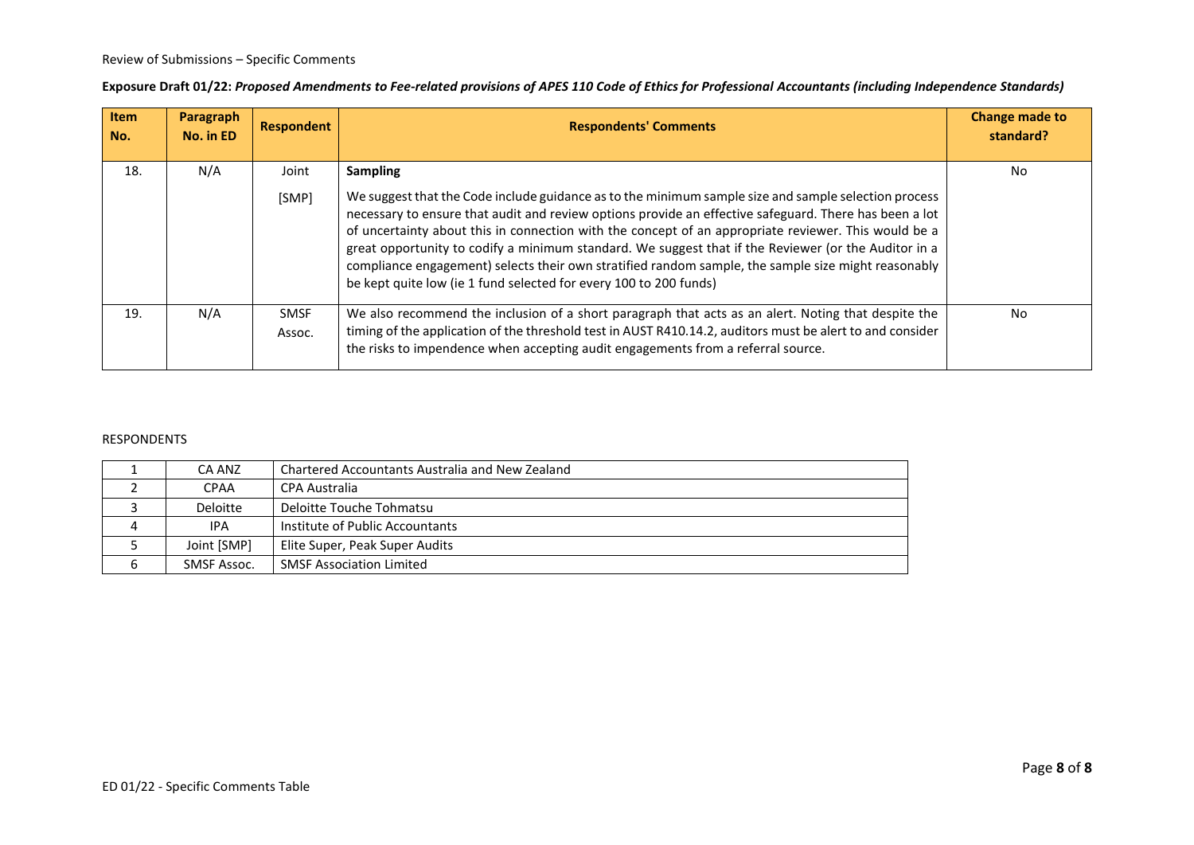Review of Submissions – Specific Comments

**Exposure Draft 01/22: *Proposed Amendments to Fee-related provisions of APES 110 Code of Ethics for Professional Accountants (including Independence Standards)***

| Item No. | Paragraph No. in ED | Respondent | Respondents' Comments | Change made to standard? |
|---|---|---|---|---|
| 18. | N/A | Joint [SMP] | **Sampling**<br><br>We suggest that the Code include guidance as to the minimum sample size and sample selection process necessary to ensure that audit and review options provide an effective safeguard. There has been a lot of uncertainty about this in connection with the concept of an appropriate reviewer. This would be a great opportunity to codify a minimum standard. We suggest that if the Reviewer (or the Auditor in a compliance engagement) selects their own stratified random sample, the sample size might reasonably be kept quite low (ie 1 fund selected for every 100 to 200 funds) | No |
| 19. | N/A | SMSF Assoc. | We also recommend the inclusion of a short paragraph that acts as an alert. Noting that despite the timing of the application of the threshold test in AUST R410.14.2, auditors must be alert to and consider the risks to impendence when accepting audit engagements from a referral source. | No |

RESPONDENTS

| | | |
|---|---|---|
| 1 | CA ANZ | Chartered Accountants Australia and New Zealand |
| 2 | CPAA | CPA Australia |
| 3 | Deloitte | Deloitte Touche Tohmatsu |
| 4 | IPA | Institute of Public Accountants |
| 5 | Joint [SMP] | Elite Super, Peak Super Audits |
| 6 | SMSF Assoc. | SMSF Association Limited |

ED 01/22 - Specific Comments Table